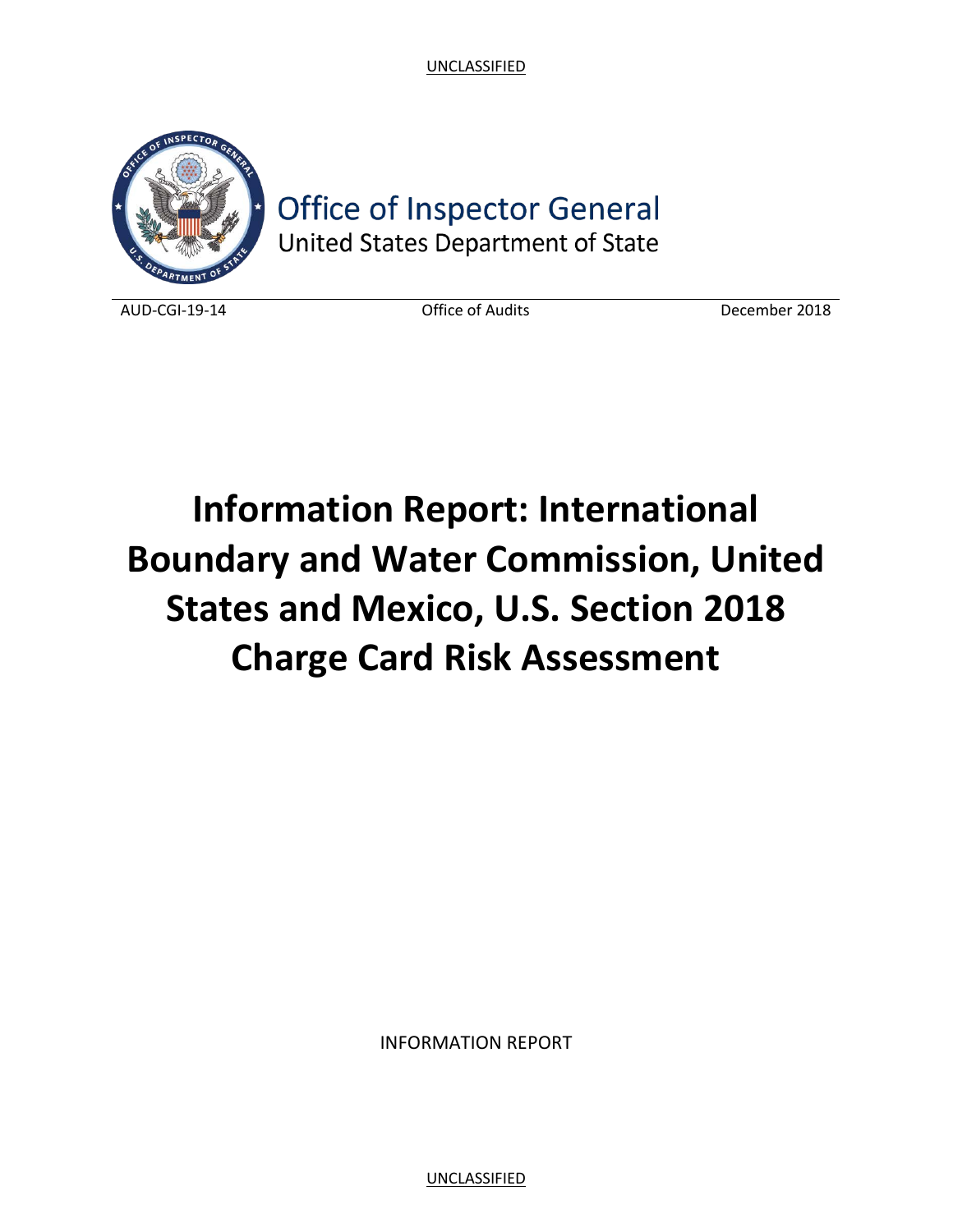UNCLASSIFIED

Office of Inspector General
United States Department of State

AUD-CGI-19-14 | Office of Audits | December 2018

# Information Report: International Boundary and Water Commission, United States and Mexico, U.S. Section 2018 Charge Card Risk Assessment

INFORMATION REPORT

UNCLASSIFIED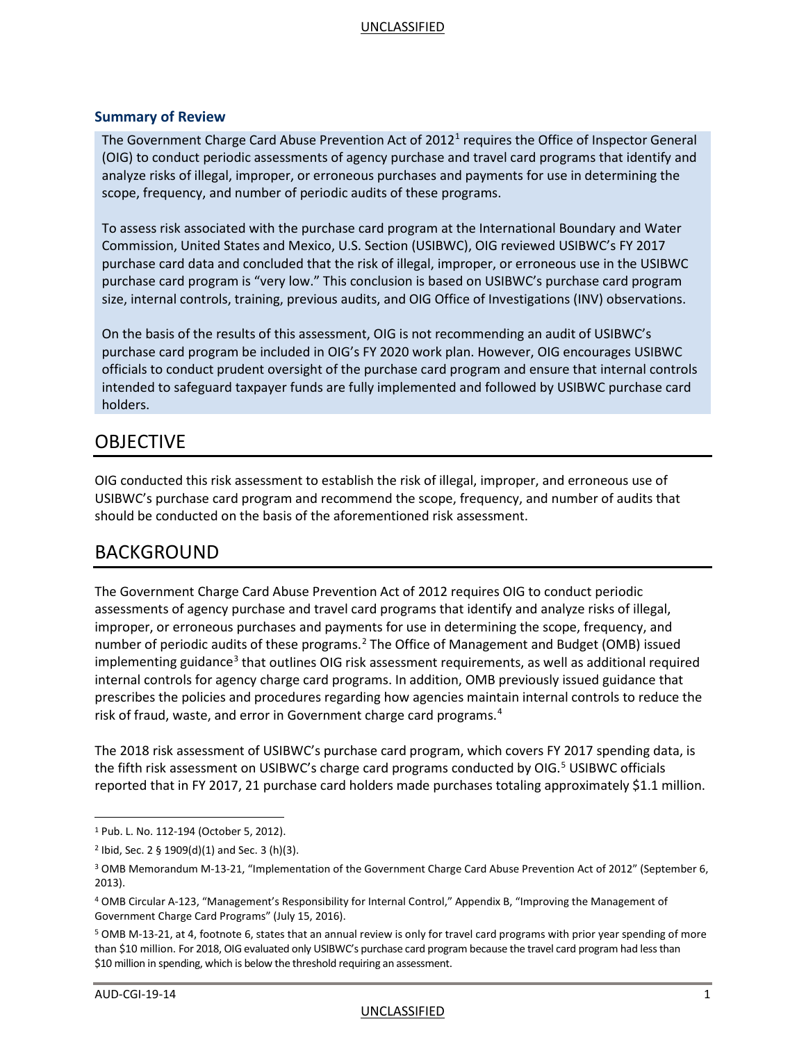### Summary of Review

The Government Charge Card Abuse Prevention Act of 2012[1] requires the Office of Inspector General (OIG) to conduct periodic assessments of agency purchase and travel card programs that identify and analyze risks of illegal, improper, or erroneous purchases and payments for use in determining the scope, frequency, and number of periodic audits of these programs.

To assess risk associated with the purchase card program at the International Boundary and Water Commission, United States and Mexico, U.S. Section (USIBWC), OIG reviewed USIBWC's FY 2017 purchase card data and concluded that the risk of illegal, improper, or erroneous use in the USIBWC purchase card program is "very low." This conclusion is based on USIBWC's purchase card program size, internal controls, training, previous audits, and OIG Office of Investigations (INV) observations.

On the basis of the results of this assessment, OIG is not recommending an audit of USIBWC's purchase card program be included in OIG's FY 2020 work plan. However, OIG encourages USIBWC officials to conduct prudent oversight of the purchase card program and ensure that internal controls intended to safeguard taxpayer funds are fully implemented and followed by USIBWC purchase card holders.

# OBJECTIVE

OIG conducted this risk assessment to establish the risk of illegal, improper, and erroneous use of USIBWC's purchase card program and recommend the scope, frequency, and number of audits that should be conducted on the basis of the aforementioned risk assessment.

# BACKGROUND

The Government Charge Card Abuse Prevention Act of 2012 requires OIG to conduct periodic assessments of agency purchase and travel card programs that identify and analyze risks of illegal, improper, or erroneous purchases and payments for use in determining the scope, frequency, and number of periodic audits of these programs.[2] The Office of Management and Budget (OMB) issued implementing guidance[3] that outlines OIG risk assessment requirements, as well as additional required internal controls for agency charge card programs. In addition, OMB previously issued guidance that prescribes the policies and procedures regarding how agencies maintain internal controls to reduce the risk of fraud, waste, and error in Government charge card programs.[4]

The 2018 risk assessment of USIBWC's purchase card program, which covers FY 2017 spending data, is the fifth risk assessment on USIBWC's charge card programs conducted by OIG.[5] USIBWC officials reported that in FY 2017, 21 purchase card holders made purchases totaling approximately $1.1 million.

---

[1] Pub. L. No. 112-194 (October 5, 2012).

[2] Ibid, Sec. 2 § 1909(d)(1) and Sec. 3 (h)(3).

[3] OMB Memorandum M-13-21, "Implementation of the Government Charge Card Abuse Prevention Act of 2012" (September 6, 2013).

[4] OMB Circular A-123, "Management's Responsibility for Internal Control," Appendix B, "Improving the Management of Government Charge Card Programs" (July 15, 2016).

[5] OMB M-13-21, at 4, footnote 6, states that an annual review is only for travel card programs with prior year spending of more than $10 million. For 2018, OIG evaluated only USIBWC's purchase card program because the travel card program had less than $10 million in spending, which is below the threshold requiring an assessment.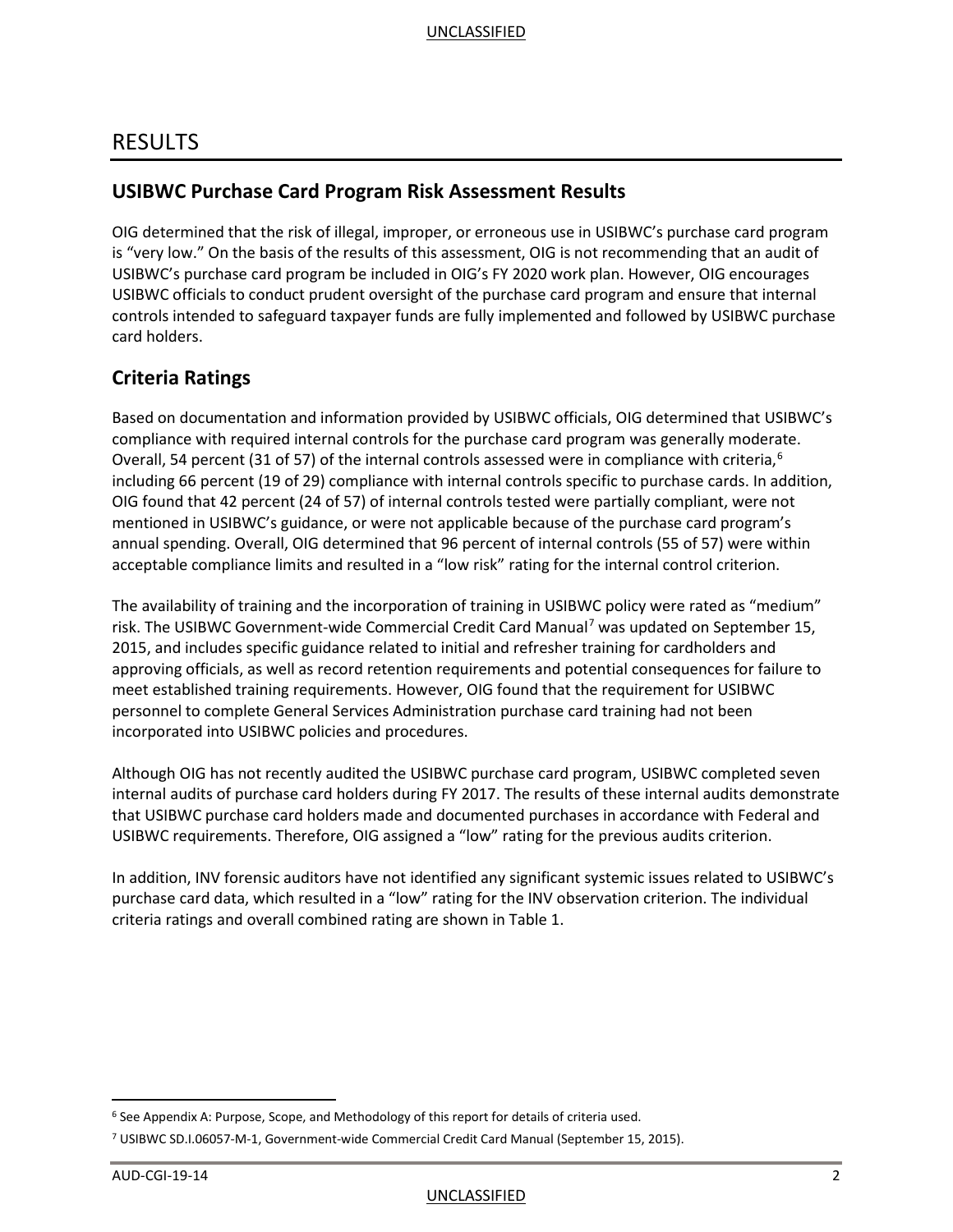# RESULTS

## USIBWC Purchase Card Program Risk Assessment Results

OIG determined that the risk of illegal, improper, or erroneous use in USIBWC's purchase card program is "very low." On the basis of the results of this assessment, OIG is not recommending that an audit of USIBWC's purchase card program be included in OIG's FY 2020 work plan. However, OIG encourages USIBWC officials to conduct prudent oversight of the purchase card program and ensure that internal controls intended to safeguard taxpayer funds are fully implemented and followed by USIBWC purchase card holders.

## Criteria Ratings

Based on documentation and information provided by USIBWC officials, OIG determined that USIBWC's compliance with required internal controls for the purchase card program was generally moderate. Overall, 54 percent (31 of 57) of the internal controls assessed were in compliance with criteria,[6] including 66 percent (19 of 29) compliance with internal controls specific to purchase cards. In addition, OIG found that 42 percent (24 of 57) of internal controls tested were partially compliant, were not mentioned in USIBWC's guidance, or were not applicable because of the purchase card program's annual spending. Overall, OIG determined that 96 percent of internal controls (55 of 57) were within acceptable compliance limits and resulted in a "low risk" rating for the internal control criterion.

The availability of training and the incorporation of training in USIBWC policy were rated as "medium" risk. The USIBWC Government-wide Commercial Credit Card Manual[7] was updated on September 15, 2015, and includes specific guidance related to initial and refresher training for cardholders and approving officials, as well as record retention requirements and potential consequences for failure to meet established training requirements. However, OIG found that the requirement for USIBWC personnel to complete General Services Administration purchase card training had not been incorporated into USIBWC policies and procedures.

Although OIG has not recently audited the USIBWC purchase card program, USIBWC completed seven internal audits of purchase card holders during FY 2017. The results of these internal audits demonstrate that USIBWC purchase card holders made and documented purchases in accordance with Federal and USIBWC requirements. Therefore, OIG assigned a "low" rating for the previous audits criterion.

In addition, INV forensic auditors have not identified any significant systemic issues related to USIBWC's purchase card data, which resulted in a "low" rating for the INV observation criterion. The individual criteria ratings and overall combined rating are shown in Table 1.

---

[6] See Appendix A: Purpose, Scope, and Methodology of this report for details of criteria used.

[7] USIBWC SD.I.06057-M-1, Government-wide Commercial Credit Card Manual (September 15, 2015).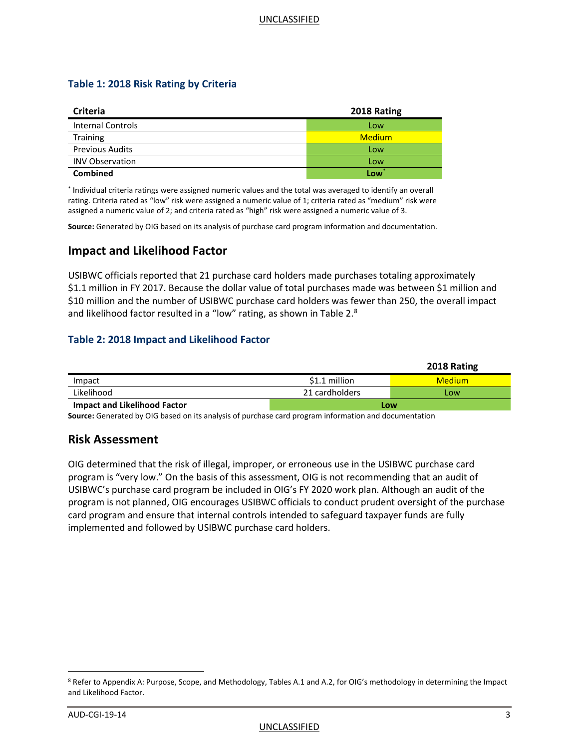### Table 1: 2018 Risk Rating by Criteria

| Criteria | 2018 Rating |
|---|---|
| Internal Controls | Low |
| Training | Medium |
| Previous Audits | Low |
| INV Observation | Low |
| **Combined** | **Low*** |

* Individual criteria ratings were assigned numeric values and the total was averaged to identify an overall rating. Criteria rated as "low" risk were assigned a numeric value of 1; criteria rated as "medium" risk were assigned a numeric value of 2; and criteria rated as "high" risk were assigned a numeric value of 3.

**Source:** Generated by OIG based on its analysis of purchase card program information and documentation.

## Impact and Likelihood Factor

USIBWC officials reported that 21 purchase card holders made purchases totaling approximately $1.1 million in FY 2017. Because the dollar value of total purchases made was between $1 million and $10 million and the number of USIBWC purchase card holders was fewer than 250, the overall impact and likelihood factor resulted in a "low" rating, as shown in Table 2.[8]

### Table 2: 2018 Impact and Likelihood Factor

| | | 2018 Rating |
|---|---|---|
| Impact | $1.1 million | Medium |
| Likelihood | 21 cardholders | Low |
| **Impact and Likelihood Factor** | **Low** | |

**Source:** Generated by OIG based on its analysis of purchase card program information and documentation

## Risk Assessment

OIG determined that the risk of illegal, improper, or erroneous use in the USIBWC purchase card program is "very low." On the basis of this assessment, OIG is not recommending that an audit of USIBWC's purchase card program be included in OIG's FY 2020 work plan. Although an audit of the program is not planned, OIG encourages USIBWC officials to conduct prudent oversight of the purchase card program and ensure that internal controls intended to safeguard taxpayer funds are fully implemented and followed by USIBWC purchase card holders.

[8] Refer to Appendix A: Purpose, Scope, and Methodology, Tables A.1 and A.2, for OIG's methodology in determining the Impact and Likelihood Factor.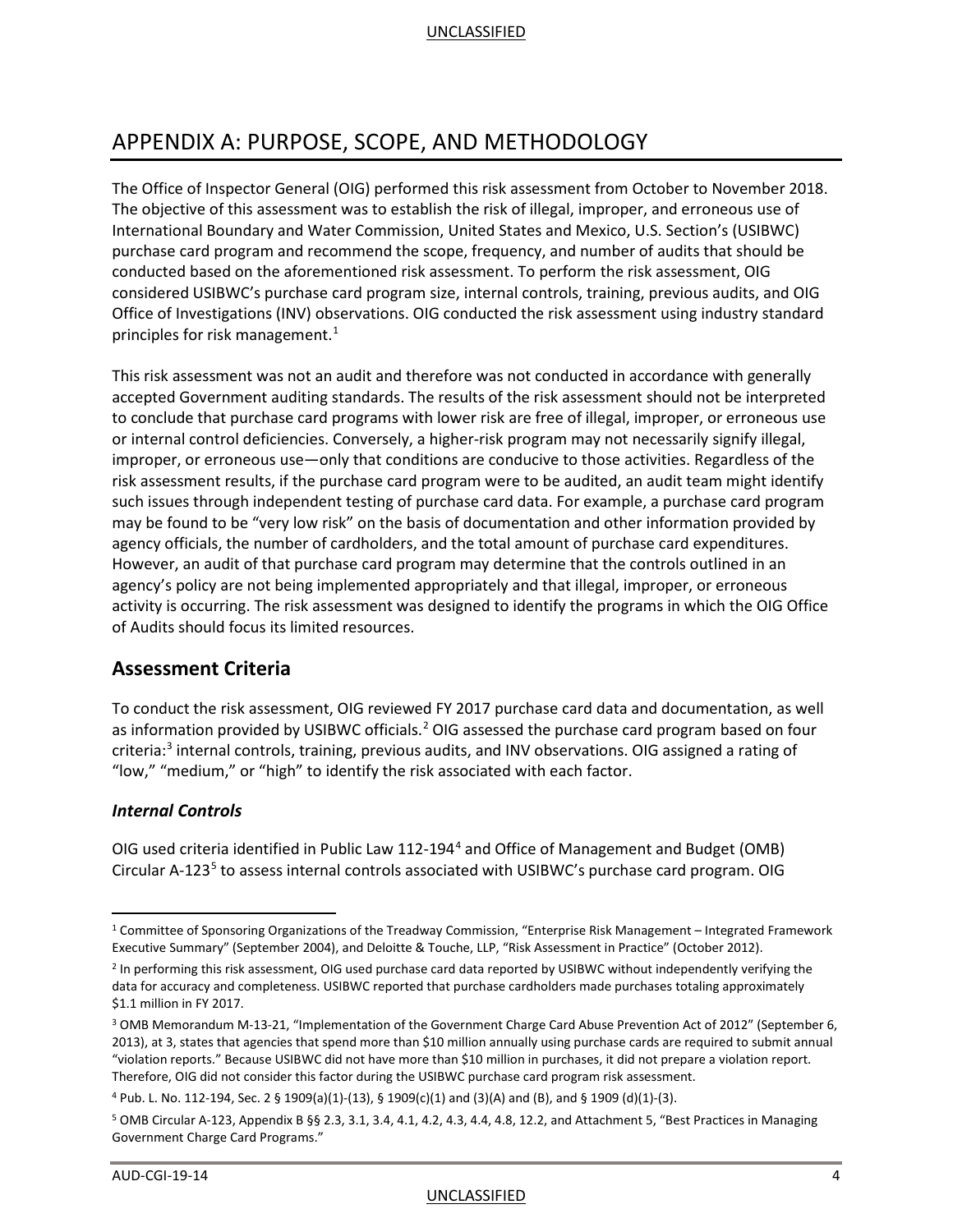# APPENDIX A: PURPOSE, SCOPE, AND METHODOLOGY

The Office of Inspector General (OIG) performed this risk assessment from October to November 2018. The objective of this assessment was to establish the risk of illegal, improper, and erroneous use of International Boundary and Water Commission, United States and Mexico, U.S. Section's (USIBWC) purchase card program and recommend the scope, frequency, and number of audits that should be conducted based on the aforementioned risk assessment. To perform the risk assessment, OIG considered USIBWC's purchase card program size, internal controls, training, previous audits, and OIG Office of Investigations (INV) observations. OIG conducted the risk assessment using industry standard principles for risk management.[1]

This risk assessment was not an audit and therefore was not conducted in accordance with generally accepted Government auditing standards. The results of the risk assessment should not be interpreted to conclude that purchase card programs with lower risk are free of illegal, improper, or erroneous use or internal control deficiencies. Conversely, a higher-risk program may not necessarily signify illegal, improper, or erroneous use—only that conditions are conducive to those activities. Regardless of the risk assessment results, if the purchase card program were to be audited, an audit team might identify such issues through independent testing of purchase card data. For example, a purchase card program may be found to be "very low risk" on the basis of documentation and other information provided by agency officials, the number of cardholders, and the total amount of purchase card expenditures. However, an audit of that purchase card program may determine that the controls outlined in an agency's policy are not being implemented appropriately and that illegal, improper, or erroneous activity is occurring. The risk assessment was designed to identify the programs in which the OIG Office of Audits should focus its limited resources.

## Assessment Criteria

To conduct the risk assessment, OIG reviewed FY 2017 purchase card data and documentation, as well as information provided by USIBWC officials.[2] OIG assessed the purchase card program based on four criteria:[3] internal controls, training, previous audits, and INV observations. OIG assigned a rating of "low," "medium," or "high" to identify the risk associated with each factor.

### *Internal Controls*

OIG used criteria identified in Public Law 112-194[4] and Office of Management and Budget (OMB) Circular A-123[5] to assess internal controls associated with USIBWC's purchase card program. OIG

---

[1] Committee of Sponsoring Organizations of the Treadway Commission, "Enterprise Risk Management – Integrated Framework Executive Summary" (September 2004), and Deloitte & Touche, LLP, "Risk Assessment in Practice" (October 2012).

[2] In performing this risk assessment, OIG used purchase card data reported by USIBWC without independently verifying the data for accuracy and completeness. USIBWC reported that purchase cardholders made purchases totaling approximately $1.1 million in FY 2017.

[3] OMB Memorandum M-13-21, "Implementation of the Government Charge Card Abuse Prevention Act of 2012" (September 6, 2013), at 3, states that agencies that spend more than $10 million annually using purchase cards are required to submit annual "violation reports." Because USIBWC did not have more than $10 million in purchases, it did not prepare a violation report. Therefore, OIG did not consider this factor during the USIBWC purchase card program risk assessment.

[4] Pub. L. No. 112-194, Sec. 2 § 1909(a)(1)-(13), § 1909(c)(1) and (3)(A) and (B), and § 1909 (d)(1)-(3).

[5] OMB Circular A-123, Appendix B §§ 2.3, 3.1, 3.4, 4.1, 4.2, 4.3, 4.4, 4.8, 12.2, and Attachment 5, "Best Practices in Managing Government Charge Card Programs."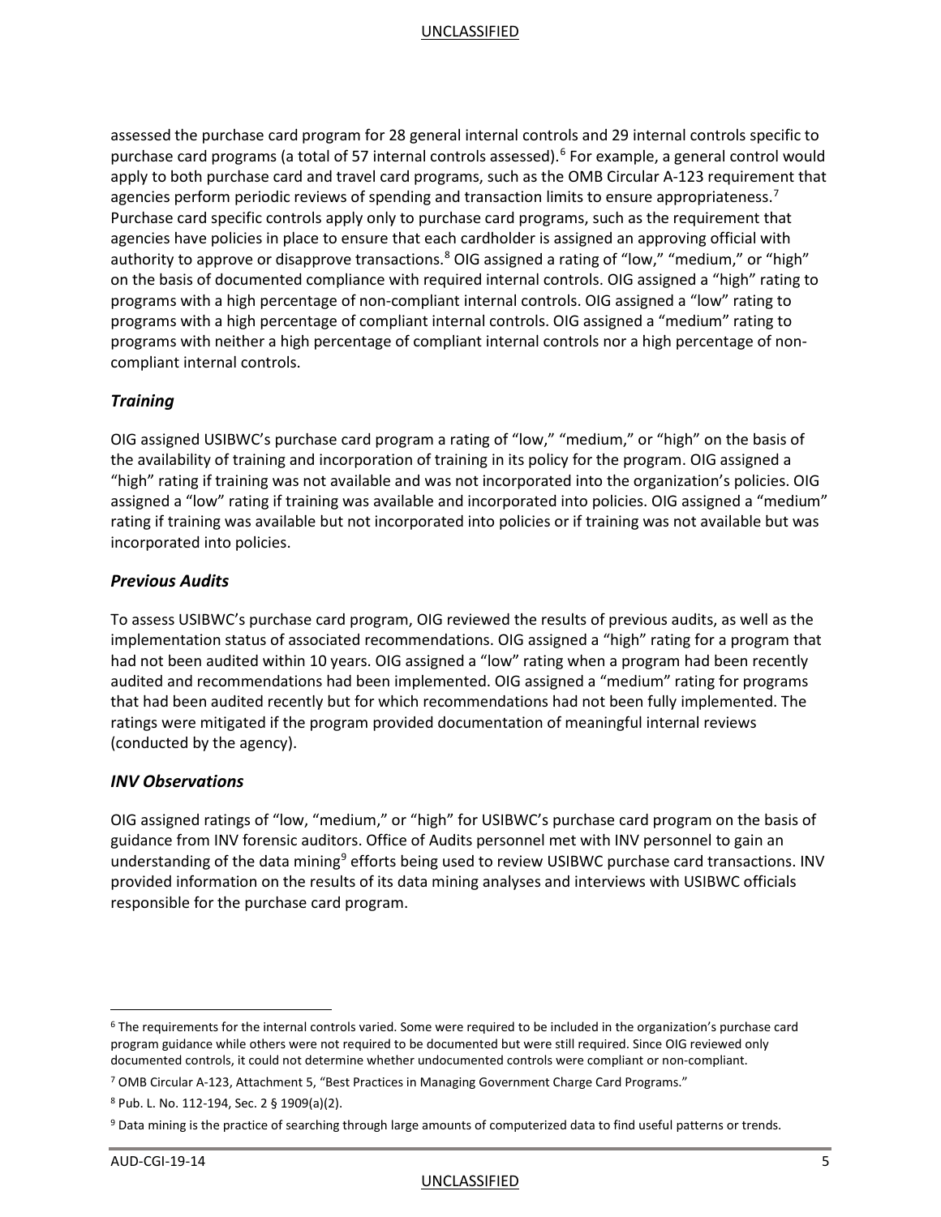assessed the purchase card program for 28 general internal controls and 29 internal controls specific to purchase card programs (a total of 57 internal controls assessed).[6] For example, a general control would apply to both purchase card and travel card programs, such as the OMB Circular A-123 requirement that agencies perform periodic reviews of spending and transaction limits to ensure appropriateness.[7] Purchase card specific controls apply only to purchase card programs, such as the requirement that agencies have policies in place to ensure that each cardholder is assigned an approving official with authority to approve or disapprove transactions.[8] OIG assigned a rating of "low," "medium," or "high" on the basis of documented compliance with required internal controls. OIG assigned a "high" rating to programs with a high percentage of non-compliant internal controls. OIG assigned a "low" rating to programs with a high percentage of compliant internal controls. OIG assigned a "medium" rating to programs with neither a high percentage of compliant internal controls nor a high percentage of non-compliant internal controls.

### *Training*

OIG assigned USIBWC's purchase card program a rating of "low," "medium," or "high" on the basis of the availability of training and incorporation of training in its policy for the program. OIG assigned a "high" rating if training was not available and was not incorporated into the organization's policies. OIG assigned a "low" rating if training was available and incorporated into policies. OIG assigned a "medium" rating if training was available but not incorporated into policies or if training was not available but was incorporated into policies.

### *Previous Audits*

To assess USIBWC's purchase card program, OIG reviewed the results of previous audits, as well as the implementation status of associated recommendations. OIG assigned a "high" rating for a program that had not been audited within 10 years. OIG assigned a "low" rating when a program had been recently audited and recommendations had been implemented. OIG assigned a "medium" rating for programs that had been audited recently but for which recommendations had not been fully implemented. The ratings were mitigated if the program provided documentation of meaningful internal reviews (conducted by the agency).

### *INV Observations*

OIG assigned ratings of "low, "medium," or "high" for USIBWC's purchase card program on the basis of guidance from INV forensic auditors. Office of Audits personnel met with INV personnel to gain an understanding of the data mining[9] efforts being used to review USIBWC purchase card transactions. INV provided information on the results of its data mining analyses and interviews with USIBWC officials responsible for the purchase card program.

---

[6] The requirements for the internal controls varied. Some were required to be included in the organization's purchase card program guidance while others were not required to be documented but were still required. Since OIG reviewed only documented controls, it could not determine whether undocumented controls were compliant or non-compliant.

[7] OMB Circular A-123, Attachment 5, "Best Practices in Managing Government Charge Card Programs."

[8] Pub. L. No. 112-194, Sec. 2 § 1909(a)(2).

[9] Data mining is the practice of searching through large amounts of computerized data to find useful patterns or trends.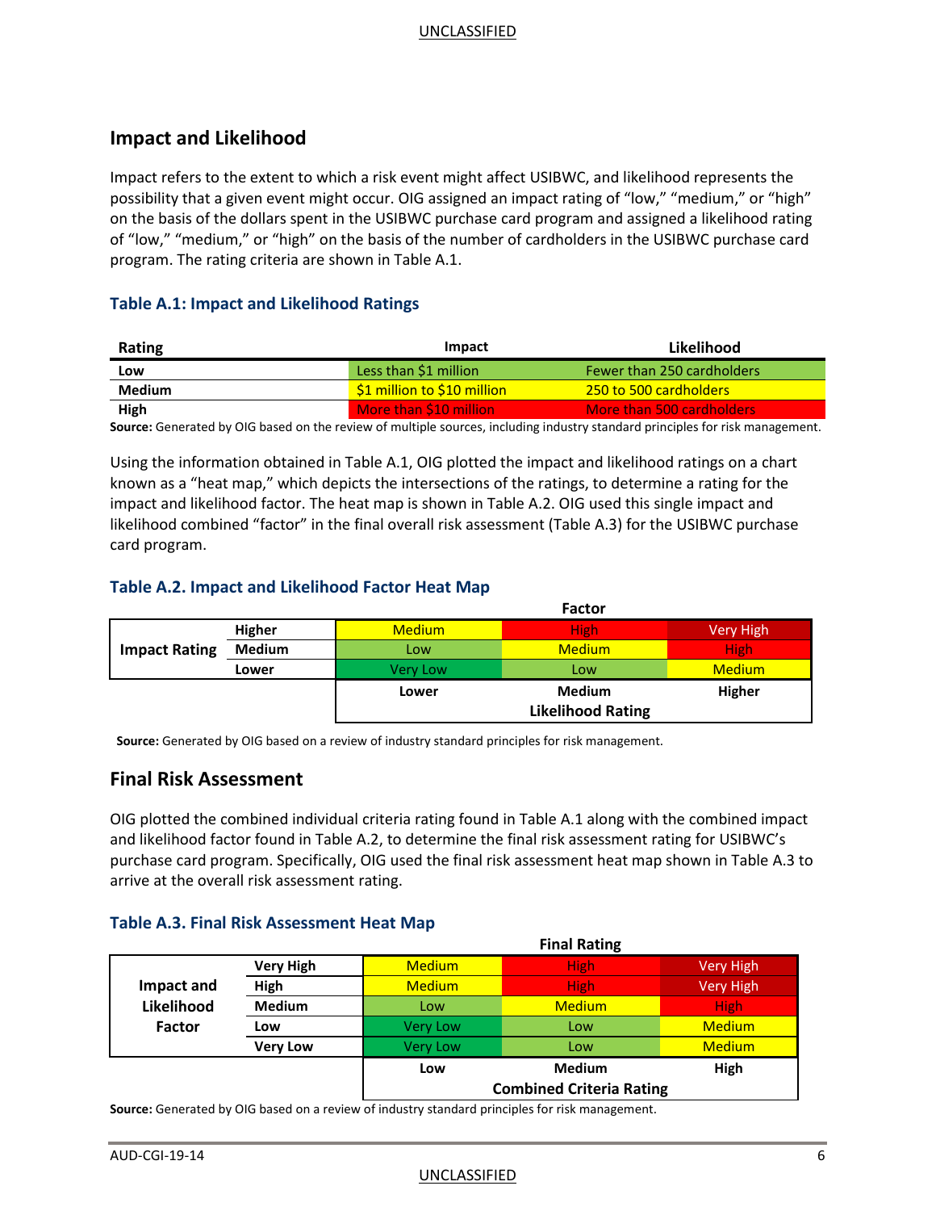## Impact and Likelihood

Impact refers to the extent to which a risk event might affect USIBWC, and likelihood represents the possibility that a given event might occur. OIG assigned an impact rating of "low," "medium," or "high" on the basis of the dollars spent in the USIBWC purchase card program and assigned a likelihood rating of "low," "medium," or "high" on the basis of the number of cardholders in the USIBWC purchase card program. The rating criteria are shown in Table A.1.

### Table A.1: Impact and Likelihood Ratings

| Rating | Impact | Likelihood |
|---|---|---|
| Low | Less than $1 million | Fewer than 250 cardholders |
| Medium | $1 million to $10 million | 250 to 500 cardholders |
| High | More than $10 million | More than 500 cardholders |

**Source:** Generated by OIG based on the review of multiple sources, including industry standard principles for risk management.

Using the information obtained in Table A.1, OIG plotted the impact and likelihood ratings on a chart known as a "heat map," which depicts the intersections of the ratings, to determine a rating for the impact and likelihood factor. The heat map is shown in Table A.2. OIG used this single impact and likelihood combined "factor" in the final overall risk assessment (Table A.3) for the USIBWC purchase card program.

### Table A.2. Impact and Likelihood Factor Heat Map

| | | Factor | | |
|---|---|---|---|---|
| **Impact Rating** | **Higher** | Medium | High | Very High |
| | **Medium** | Low | Medium | High |
| | **Lower** | Very Low | Low | Medium |
| | | **Lower** | **Medium** | **Higher** |
| | | | **Likelihood Rating** | |

**Source:** Generated by OIG based on a review of industry standard principles for risk management.

## Final Risk Assessment

OIG plotted the combined individual criteria rating found in Table A.1 along with the combined impact and likelihood factor found in Table A.2, to determine the final risk assessment rating for USIBWC's purchase card program. Specifically, OIG used the final risk assessment heat map shown in Table A.3 to arrive at the overall risk assessment rating.

### Table A.3. Final Risk Assessment Heat Map

| | | Final Rating | | |
|---|---|---|---|---|
| **Impact and Likelihood Factor** | **Very High** | Medium | High | Very High |
| | **High** | Medium | High | Very High |
| | **Medium** | Low | Medium | High |
| | **Low** | Very Low | Low | Medium |
| | **Very Low** | Very Low | Low | Medium |
| | | **Low** | **Medium** | **High** |
| | | | **Combined Criteria Rating** | |

**Source:** Generated by OIG based on a review of industry standard principles for risk management.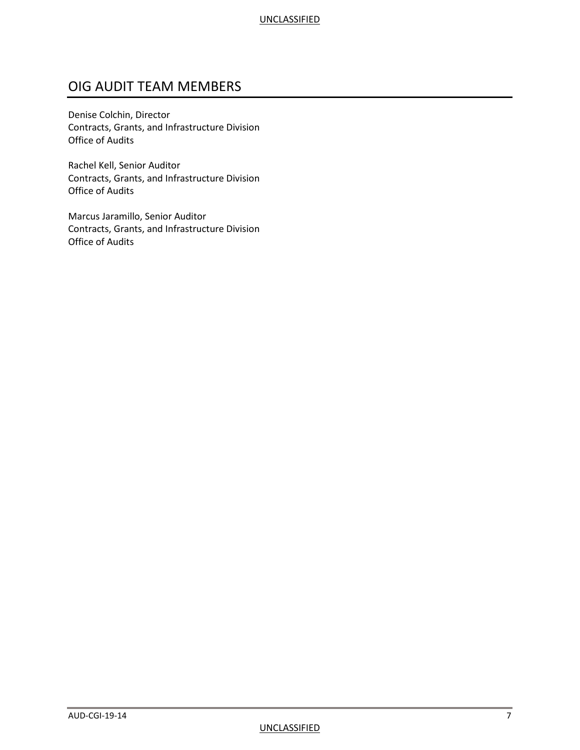# OIG AUDIT TEAM MEMBERS

Denise Colchin, Director
Contracts, Grants, and Infrastructure Division
Office of Audits

Rachel Kell, Senior Auditor
Contracts, Grants, and Infrastructure Division
Office of Audits

Marcus Jaramillo, Senior Auditor
Contracts, Grants, and Infrastructure Division
Office of Audits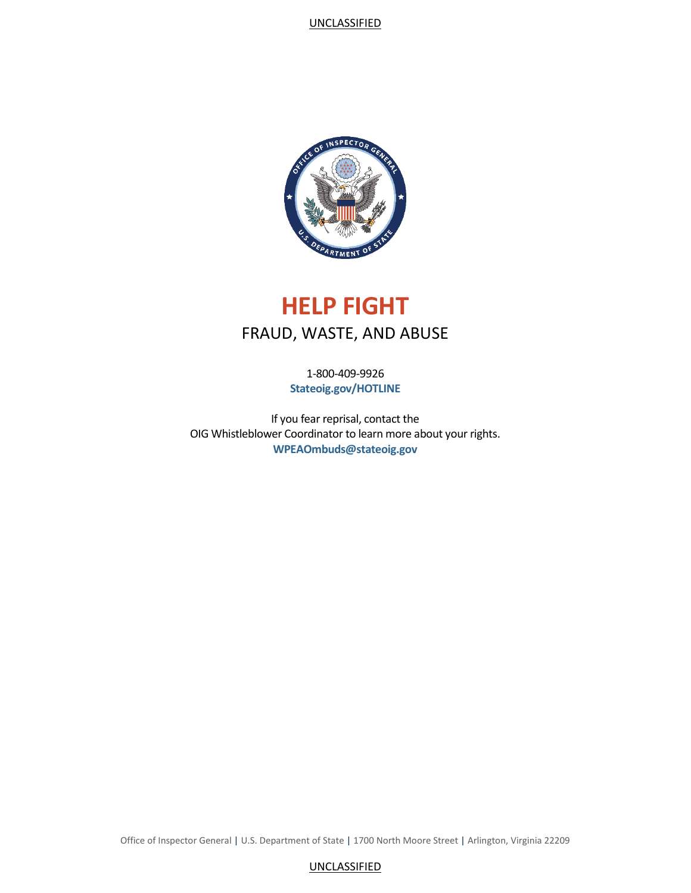# HELP FIGHT

FRAUD, WASTE, AND ABUSE

1-800-409-9926
**Stateoig.gov/HOTLINE**

If you fear reprisal, contact the
OIG Whistleblower Coordinator to learn more about your rights.
**WPEAOmbuds@stateoig.gov**

Office of Inspector General | U.S. Department of State | 1700 North Moore Street | Arlington, Virginia 22209